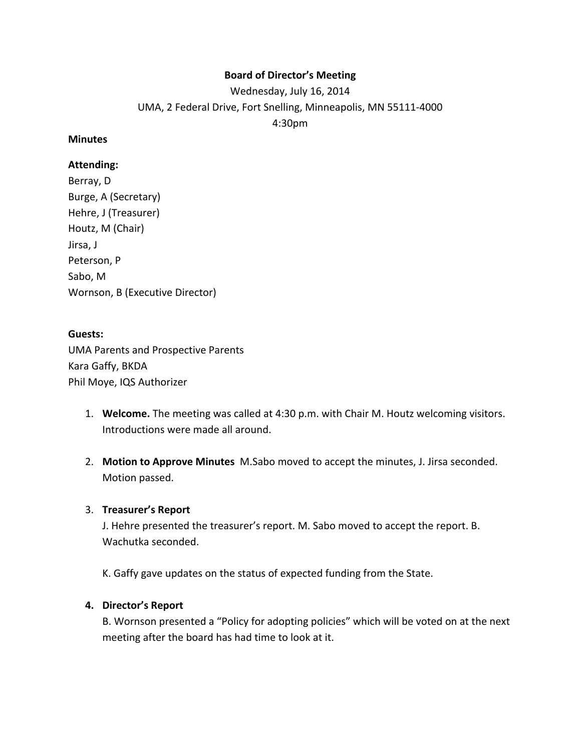**Board of Director's Meeting**

Wednesday, July 16, 2014

UMA, 2 Federal Drive, Fort Snelling, Minneapolis, MN 55111-4000

4:30pm

**Minutes**

**Attending:**

Berray, D
Burge, A (Secretary)
Hehre, J (Treasurer)
Houtz, M (Chair)
Jirsa, J
Peterson, P
Sabo, M
Wornson, B (Executive Director)

**Guests:**

UMA Parents and Prospective Parents
Kara Gaffy, BKDA
Phil Moye, IQS Authorizer

1. **Welcome.** The meeting was called at 4:30 p.m. with Chair M. Houtz welcoming visitors. Introductions were made all around.

2. **Motion to Approve Minutes** M.Sabo moved to accept the minutes, J. Jirsa seconded. Motion passed.

3. **Treasurer's Report**
   J. Hehre presented the treasurer's report. M. Sabo moved to accept the report. B. Wachutka seconded.

   K. Gaffy gave updates on the status of expected funding from the State.

4. **Director's Report**
   B. Wornson presented a "Policy for adopting policies" which will be voted on at the next meeting after the board has had time to look at it.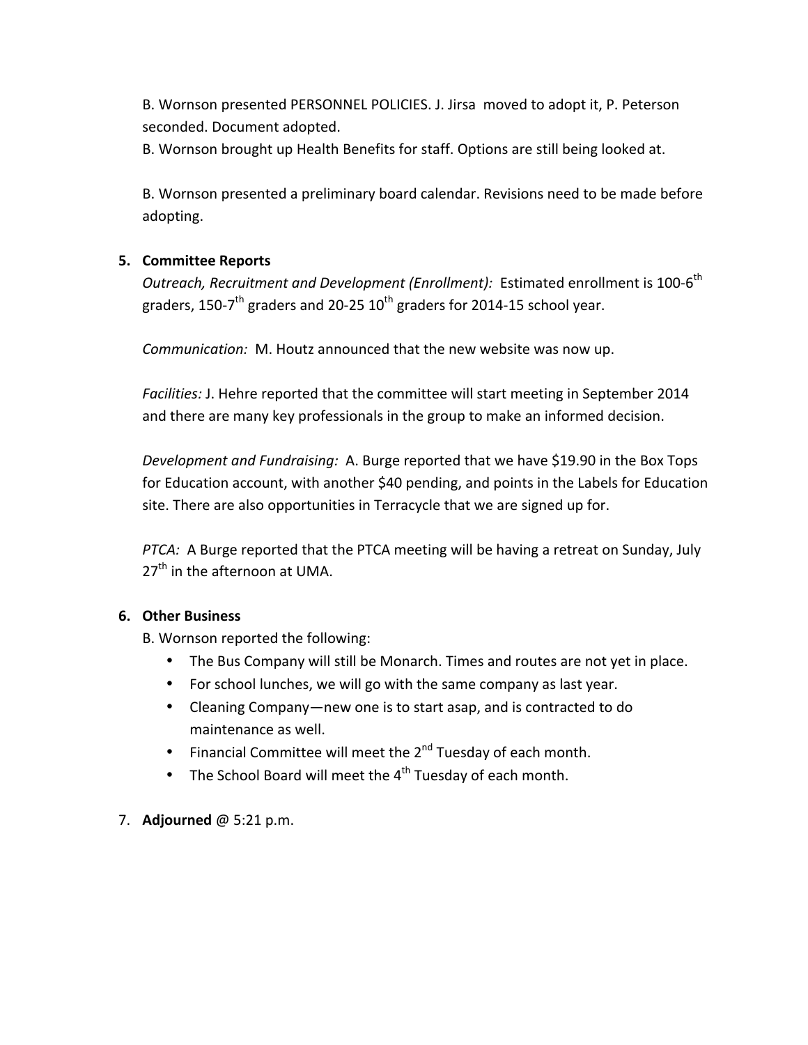B. Wornson presented PERSONNEL POLICIES. J. Jirsa moved to adopt it, P. Peterson seconded. Document adopted.
B. Wornson brought up Health Benefits for staff. Options are still being looked at.

B. Wornson presented a preliminary board calendar. Revisions need to be made before adopting.

5. **Committee Reports**

   *Outreach, Recruitment and Development (Enrollment):* Estimated enrollment is 100-6th graders, 150-7th graders and 20-25 10th graders for 2014-15 school year.

   *Communication:* M. Houtz announced that the new website was now up.

   *Facilities:* J. Hehre reported that the committee will start meeting in September 2014 and there are many key professionals in the group to make an informed decision.

   *Development and Fundraising:* A. Burge reported that we have $19.90 in the Box Tops for Education account, with another $40 pending, and points in the Labels for Education site. There are also opportunities in Terracycle that we are signed up for.

   *PTCA:* A Burge reported that the PTCA meeting will be having a retreat on Sunday, July 27th in the afternoon at UMA.

6. **Other Business**

   B. Wornson reported the following:

   - The Bus Company will still be Monarch. Times and routes are not yet in place.
   - For school lunches, we will go with the same company as last year.
   - Cleaning Company—new one is to start asap, and is contracted to do maintenance as well.
   - Financial Committee will meet the 2nd Tuesday of each month.
   - The School Board will meet the 4th Tuesday of each month.

7. **Adjourned** @ 5:21 p.m.